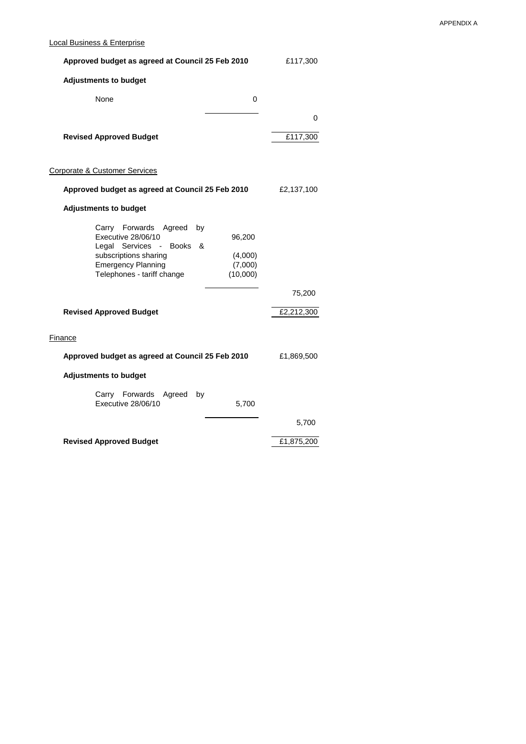APPENDIX A

Local Business & Enterprise

| | | |
|---|---|---|
| **Approved budget as agreed at Council 25 Feb 2010** | | £117,300 |
| **Adjustments to budget** | | |
| None | 0 | |
| | | 0 |
| **Revised Approved Budget** | | £117,300 |

Corporate & Customer Services

| | | |
|---|---|---|
| **Approved budget as agreed at Council 25 Feb 2010** | | £2,137,100 |
| **Adjustments to budget** | | |
| Carry Forwards Agreed by Executive 28/06/10 | 96,200 | |
| Legal Services - Books & subscriptions sharing | (4,000) | |
| Emergency Planning | (7,000) | |
| Telephones - tariff change | (10,000) | |
| | | 75,200 |
| **Revised Approved Budget** | | £2,212,300 |

Finance

| | | |
|---|---|---|
| **Approved budget as agreed at Council 25 Feb 2010** | | £1,869,500 |
| **Adjustments to budget** | | |
| Carry Forwards Agreed by Executive 28/06/10 | 5,700 | |
| | | 5,700 |
| **Revised Approved Budget** | | £1,875,200 |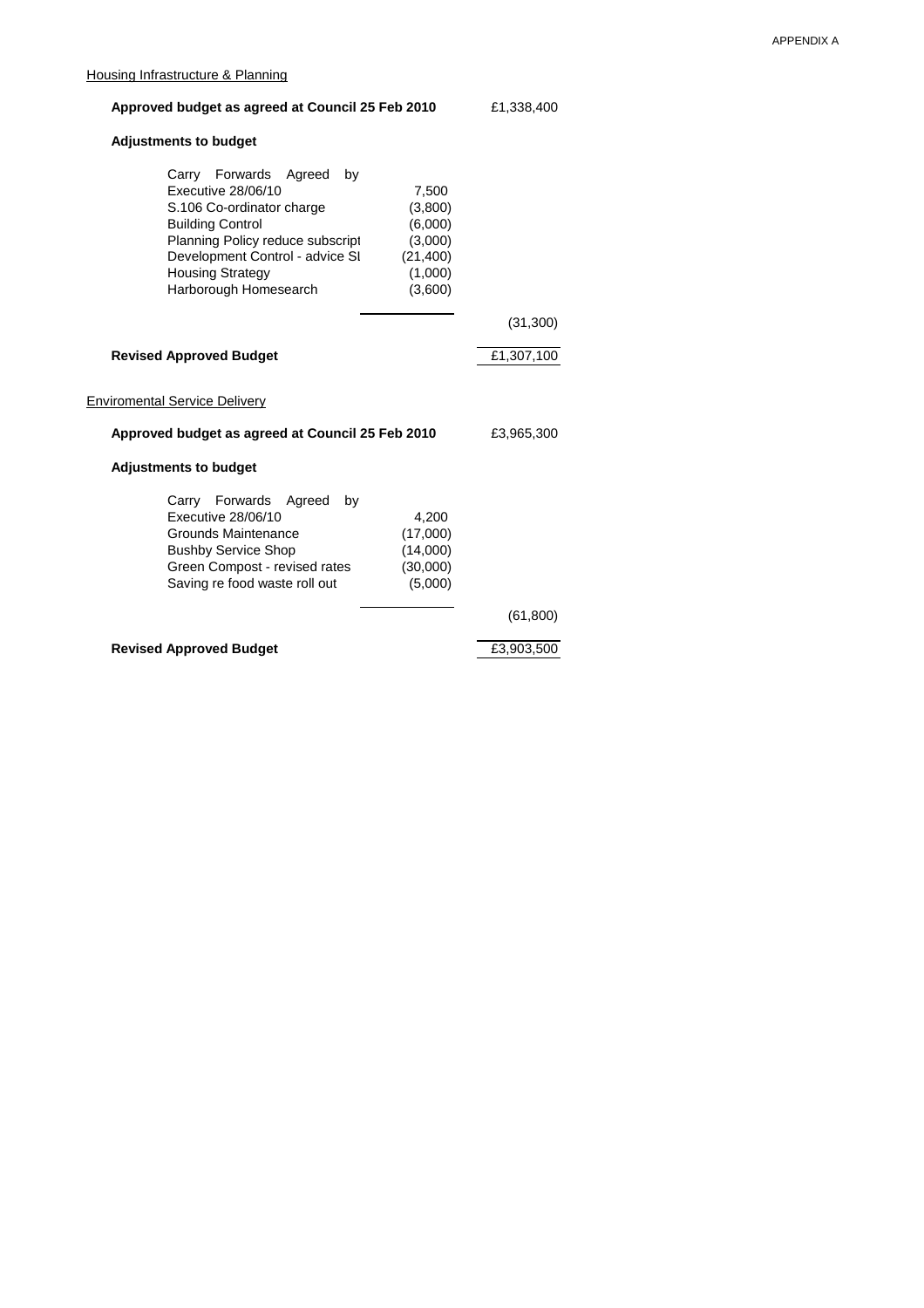APPENDIX A

Housing Infrastructure & Planning

| | | |
|---|---|---|
| **Approved budget as agreed at Council 25 Feb 2010** | | £1,338,400 |
| **Adjustments to budget** | | |
| Carry Forwards Agreed by Executive 28/06/10 | 7,500 | |
| S.106 Co-ordinator charge | (3,800) | |
| Building Control | (6,000) | |
| Planning Policy reduce subscript | (3,000) | |
| Development Control - advice SI | (21,400) | |
| Housing Strategy | (1,000) | |
| Harborough Homesearch | (3,600) | |
| | | (31,300) |
| **Revised Approved Budget** | | £1,307,100 |

Enviromental Service Delivery

| | | |
|---|---|---|
| **Approved budget as agreed at Council 25 Feb 2010** | | £3,965,300 |
| **Adjustments to budget** | | |
| Carry Forwards Agreed by Executive 28/06/10 | 4,200 | |
| Grounds Maintenance | (17,000) | |
| Bushby Service Shop | (14,000) | |
| Green Compost - revised rates | (30,000) | |
| Saving re food waste roll out | (5,000) | |
| | | (61,800) |
| **Revised Approved Budget** | | £3,903,500 |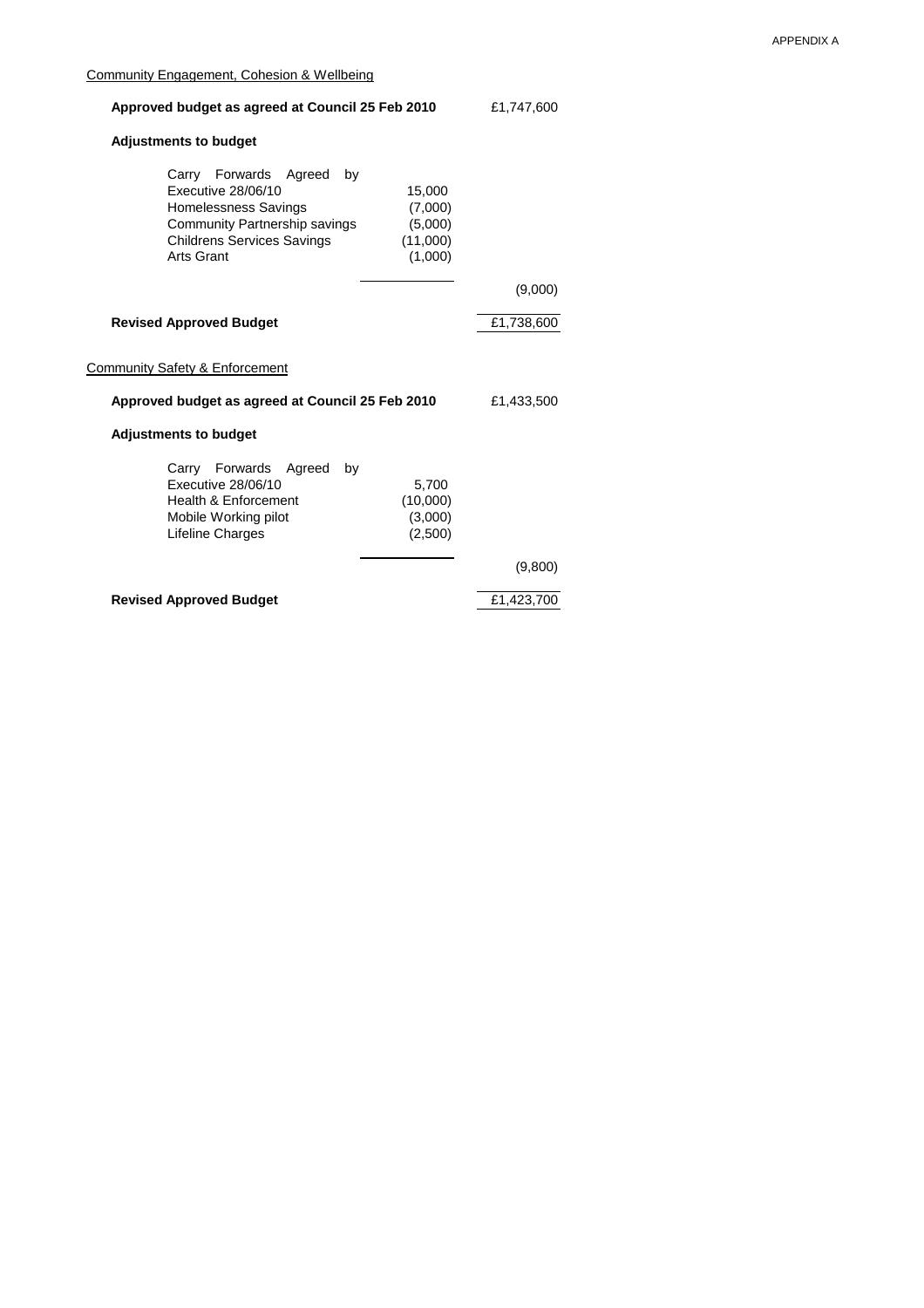APPENDIX A

Community Engagement, Cohesion & Wellbeing

| | | |
|---|---|---|
| **Approved budget as agreed at Council 25 Feb 2010** | | £1,747,600 |
| **Adjustments to budget** | | |
| Carry Forwards Agreed by Executive 28/06/10 | 15,000 | |
| Homelessness Savings | (7,000) | |
| Community Partnership savings | (5,000) | |
| Childrens Services Savings | (11,000) | |
| Arts Grant | (1,000) | |
| | | (9,000) |
| **Revised Approved Budget** | | £1,738,600 |

Community Safety & Enforcement

| | | |
|---|---|---|
| **Approved budget as agreed at Council 25 Feb 2010** | | £1,433,500 |
| **Adjustments to budget** | | |
| Carry Forwards Agreed by Executive 28/06/10 | 5,700 | |
| Health & Enforcement | (10,000) | |
| Mobile Working pilot | (3,000) | |
| Lifeline Charges | (2,500) | |
| | | (9,800) |
| **Revised Approved Budget** | | £1,423,700 |